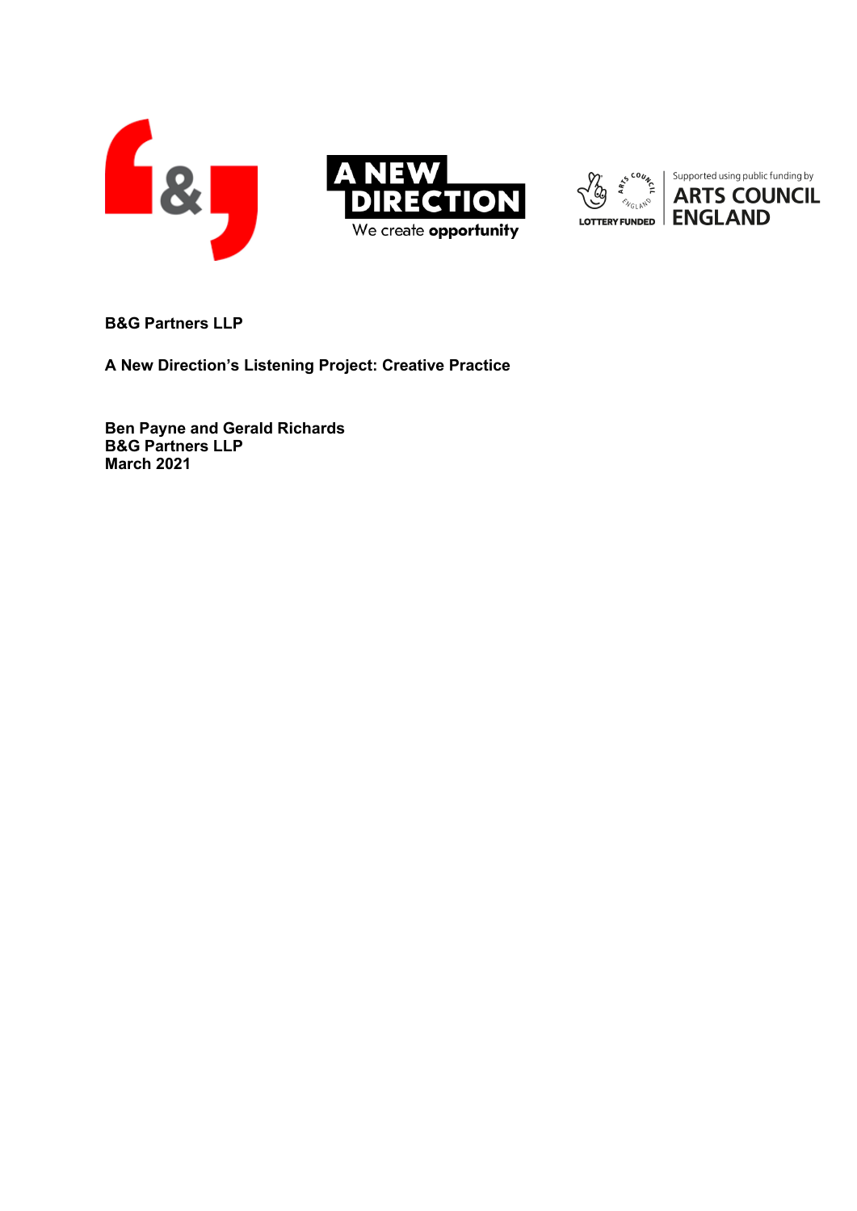**B&G Partners LLP**

**A New Direction's Listening Project: Creative Practice**

**Ben Payne and Gerald Richards**
**B&G Partners LLP**
**March 2021**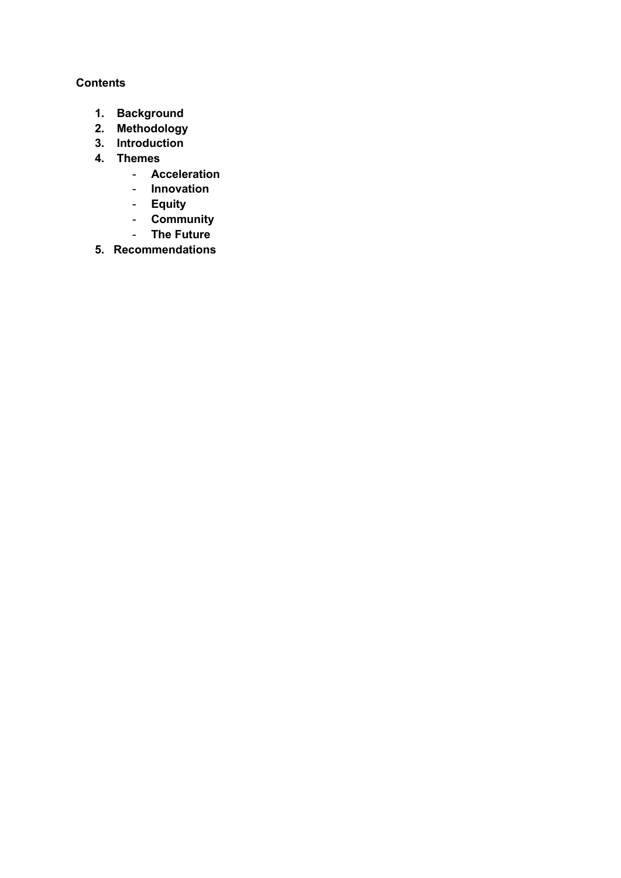**Contents**

1. **Background**
2. **Methodology**
3. **Introduction**
4. **Themes**
    - **Acceleration**
    - **Innovation**
    - **Equity**
    - **Community**
    - **The Future**
5. **Recommendations**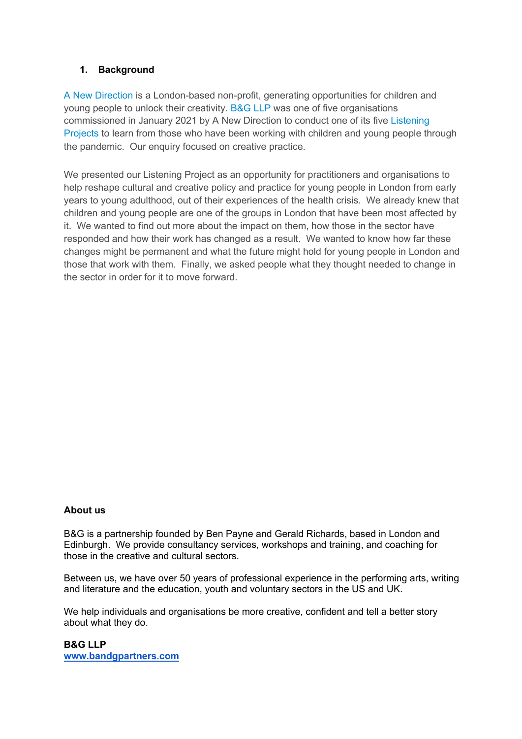## 1. Background

A New Direction is a London-based non-profit, generating opportunities for children and young people to unlock their creativity. B&G LLP was one of five organisations commissioned in January 2021 by A New Direction to conduct one of its five Listening Projects to learn from those who have been working with children and young people through the pandemic. Our enquiry focused on creative practice.

We presented our Listening Project as an opportunity for practitioners and organisations to help reshape cultural and creative policy and practice for young people in London from early years to young adulthood, out of their experiences of the health crisis. We already knew that children and young people are one of the groups in London that have been most affected by it. We wanted to find out more about the impact on them, how those in the sector have responded and how their work has changed as a result. We wanted to know how far these changes might be permanent and what the future might hold for young people in London and those that work with them. Finally, we asked people what they thought needed to change in the sector in order for it to move forward.

**About us**

B&G is a partnership founded by Ben Payne and Gerald Richards, based in London and Edinburgh. We provide consultancy services, workshops and training, and coaching for those in the creative and cultural sectors.

Between us, we have over 50 years of professional experience in the performing arts, writing and literature and the education, youth and voluntary sectors in the US and UK.

We help individuals and organisations be more creative, confident and tell a better story about what they do.

**B&G LLP**
**www.bandgpartners.com**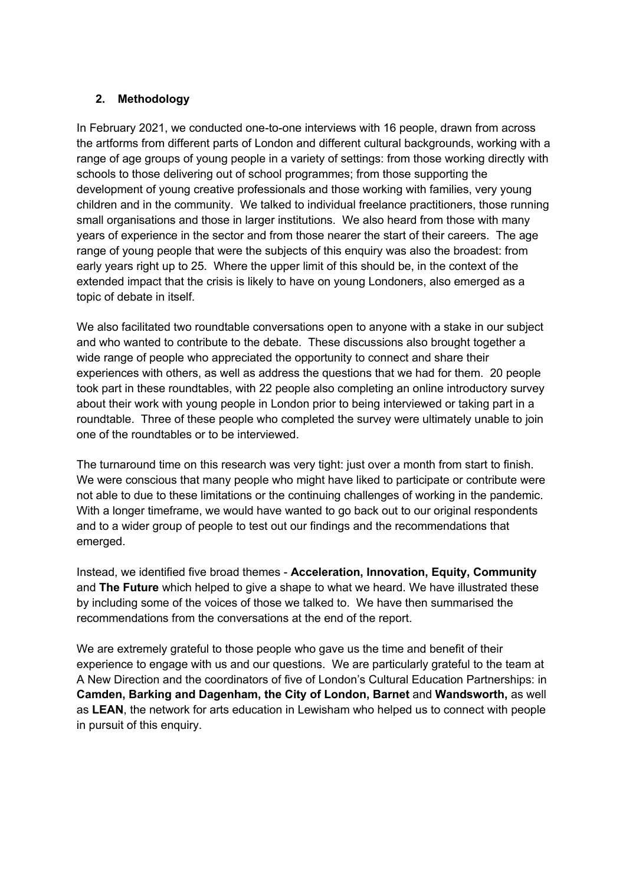## 2. Methodology

In February 2021, we conducted one-to-one interviews with 16 people, drawn from across the artforms from different parts of London and different cultural backgrounds, working with a range of age groups of young people in a variety of settings: from those working directly with schools to those delivering out of school programmes; from those supporting the development of young creative professionals and those working with families, very young children and in the community. We talked to individual freelance practitioners, those running small organisations and those in larger institutions. We also heard from those with many years of experience in the sector and from those nearer the start of their careers. The age range of young people that were the subjects of this enquiry was also the broadest: from early years right up to 25. Where the upper limit of this should be, in the context of the extended impact that the crisis is likely to have on young Londoners, also emerged as a topic of debate in itself.

We also facilitated two roundtable conversations open to anyone with a stake in our subject and who wanted to contribute to the debate. These discussions also brought together a wide range of people who appreciated the opportunity to connect and share their experiences with others, as well as address the questions that we had for them. 20 people took part in these roundtables, with 22 people also completing an online introductory survey about their work with young people in London prior to being interviewed or taking part in a roundtable. Three of these people who completed the survey were ultimately unable to join one of the roundtables or to be interviewed.

The turnaround time on this research was very tight: just over a month from start to finish. We were conscious that many people who might have liked to participate or contribute were not able to due to these limitations or the continuing challenges of working in the pandemic. With a longer timeframe, we would have wanted to go back out to our original respondents and to a wider group of people to test out our findings and the recommendations that emerged.

Instead, we identified five broad themes - **Acceleration, Innovation, Equity, Community** and **The Future** which helped to give a shape to what we heard. We have illustrated these by including some of the voices of those we talked to. We have then summarised the recommendations from the conversations at the end of the report.

We are extremely grateful to those people who gave us the time and benefit of their experience to engage with us and our questions. We are particularly grateful to the team at A New Direction and the coordinators of five of London's Cultural Education Partnerships: in **Camden, Barking and Dagenham, the City of London, Barnet** and **Wandsworth,** as well as **LEAN**, the network for arts education in Lewisham who helped us to connect with people in pursuit of this enquiry.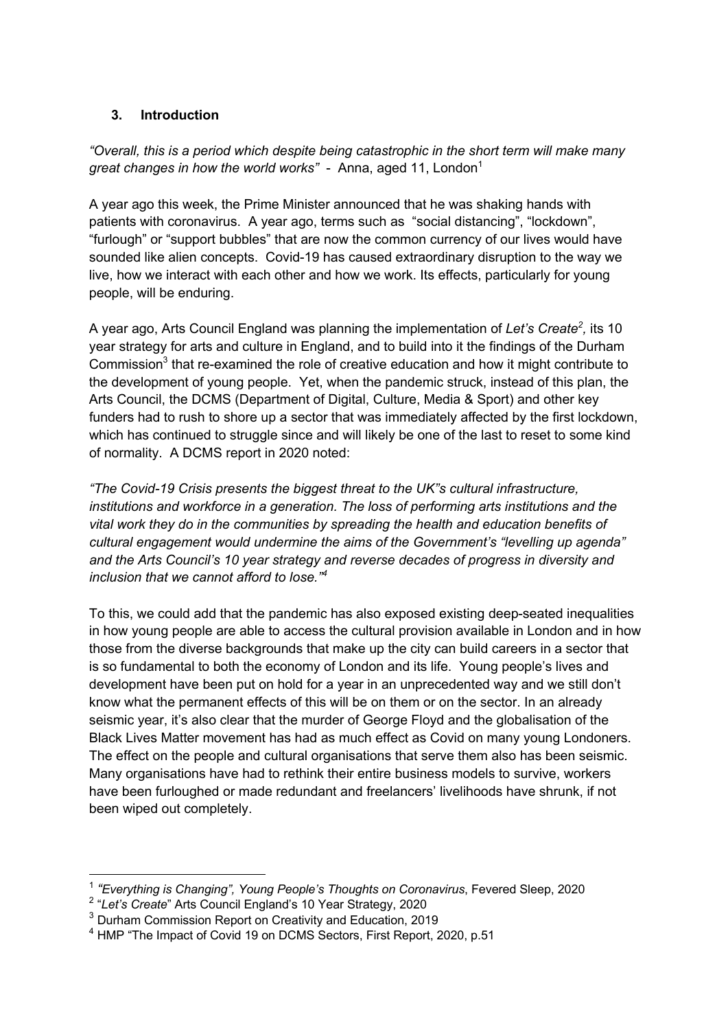## 3. Introduction

*"Overall, this is a period which despite being catastrophic in the short term will make many great changes in how the world works"* - Anna, aged 11, London[1]

A year ago this week, the Prime Minister announced that he was shaking hands with patients with coronavirus. A year ago, terms such as "social distancing", "lockdown", "furlough" or "support bubbles" that are now the common currency of our lives would have sounded like alien concepts. Covid-19 has caused extraordinary disruption to the way we live, how we interact with each other and how we work. Its effects, particularly for young people, will be enduring.

A year ago, Arts Council England was planning the implementation of *Let's Create*[2], its 10 year strategy for arts and culture in England, and to build into it the findings of the Durham Commission[3] that re-examined the role of creative education and how it might contribute to the development of young people. Yet, when the pandemic struck, instead of this plan, the Arts Council, the DCMS (Department of Digital, Culture, Media & Sport) and other key funders had to rush to shore up a sector that was immediately affected by the first lockdown, which has continued to struggle since and will likely be one of the last to reset to some kind of normality. A DCMS report in 2020 noted:

*"The Covid-19 Crisis presents the biggest threat to the UK"s cultural infrastructure, institutions and workforce in a generation. The loss of performing arts institutions and the vital work they do in the communities by spreading the health and education benefits of cultural engagement would undermine the aims of the Government's "levelling up agenda" and the Arts Council's 10 year strategy and reverse decades of progress in diversity and inclusion that we cannot afford to lose."*[4]

To this, we could add that the pandemic has also exposed existing deep-seated inequalities in how young people are able to access the cultural provision available in London and in how those from the diverse backgrounds that make up the city can build careers in a sector that is so fundamental to both the economy of London and its life. Young people's lives and development have been put on hold for a year in an unprecedented way and we still don't know what the permanent effects of this will be on them or on the sector. In an already seismic year, it's also clear that the murder of George Floyd and the globalisation of the Black Lives Matter movement has had as much effect as Covid on many young Londoners. The effect on the people and cultural organisations that serve them also has been seismic. Many organisations have had to rethink their entire business models to survive, workers have been furloughed or made redundant and freelancers' livelihoods have shrunk, if not been wiped out completely.

---

[1] *"Everything is Changing", Young People's Thoughts on Coronavirus*, Fevered Sleep, 2020

[2] "*Let's Create*" Arts Council England's 10 Year Strategy, 2020

[3] Durham Commission Report on Creativity and Education, 2019

[4] HMP "The Impact of Covid 19 on DCMS Sectors, First Report, 2020, p.51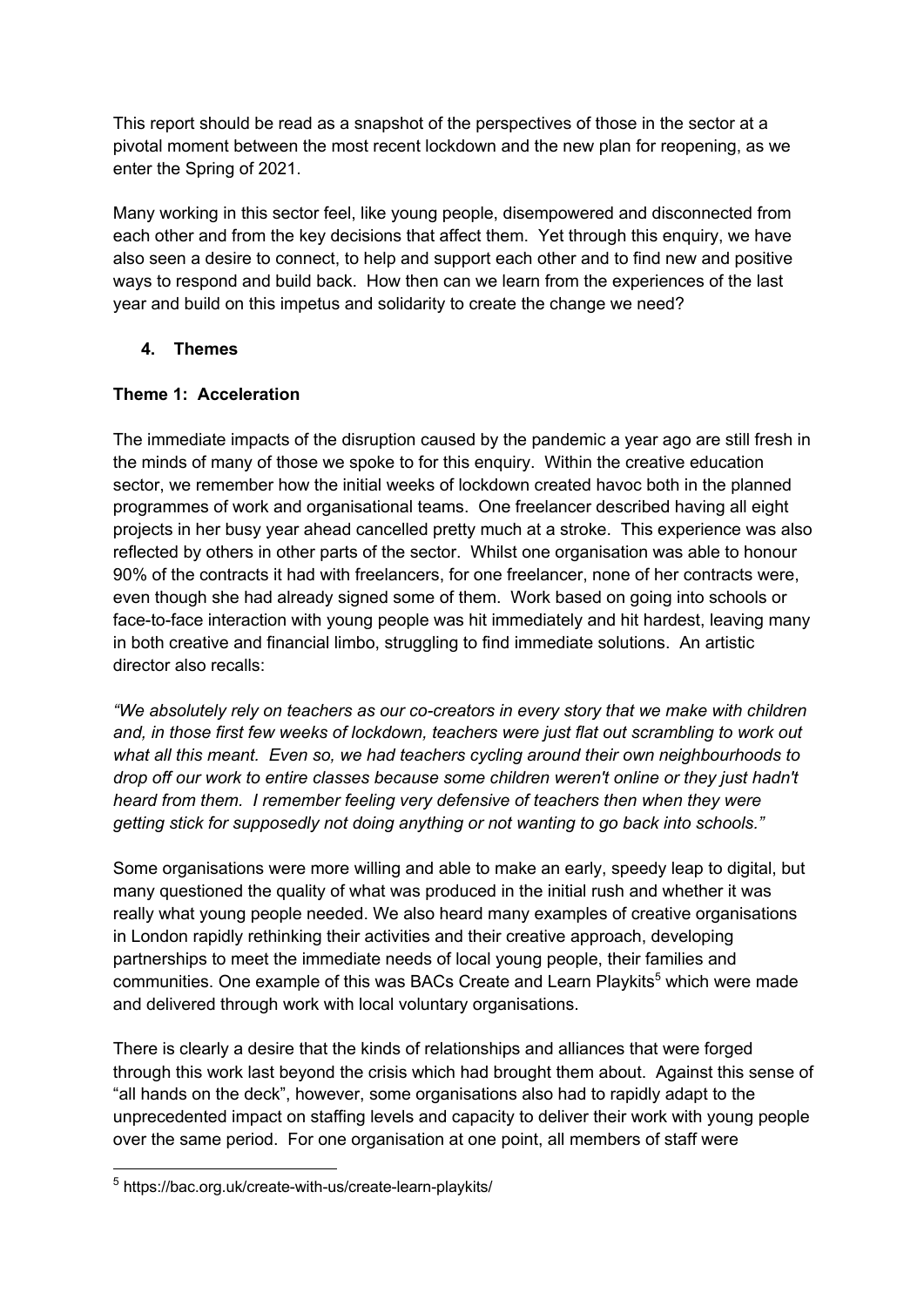This report should be read as a snapshot of the perspectives of those in the sector at a pivotal moment between the most recent lockdown and the new plan for reopening, as we enter the Spring of 2021.

Many working in this sector feel, like young people, disempowered and disconnected from each other and from the key decisions that affect them. Yet through this enquiry, we have also seen a desire to connect, to help and support each other and to find new and positive ways to respond and build back. How then can we learn from the experiences of the last year and build on this impetus and solidarity to create the change we need?

## 4. Themes

### Theme 1: Acceleration

The immediate impacts of the disruption caused by the pandemic a year ago are still fresh in the minds of many of those we spoke to for this enquiry. Within the creative education sector, we remember how the initial weeks of lockdown created havoc both in the planned programmes of work and organisational teams. One freelancer described having all eight projects in her busy year ahead cancelled pretty much at a stroke. This experience was also reflected by others in other parts of the sector. Whilst one organisation was able to honour 90% of the contracts it had with freelancers, for one freelancer, none of her contracts were, even though she had already signed some of them. Work based on going into schools or face-to-face interaction with young people was hit immediately and hit hardest, leaving many in both creative and financial limbo, struggling to find immediate solutions. An artistic director also recalls:

*"We absolutely rely on teachers as our co-creators in every story that we make with children and, in those first few weeks of lockdown, teachers were just flat out scrambling to work out what all this meant. Even so, we had teachers cycling around their own neighbourhoods to drop off our work to entire classes because some children weren't online or they just hadn't heard from them. I remember feeling very defensive of teachers then when they were getting stick for supposedly not doing anything or not wanting to go back into schools."*

Some organisations were more willing and able to make an early, speedy leap to digital, but many questioned the quality of what was produced in the initial rush and whether it was really what young people needed. We also heard many examples of creative organisations in London rapidly rethinking their activities and their creative approach, developing partnerships to meet the immediate needs of local young people, their families and communities. One example of this was BACs Create and Learn Playkits[5] which were made and delivered through work with local voluntary organisations.

There is clearly a desire that the kinds of relationships and alliances that were forged through this work last beyond the crisis which had brought them about. Against this sense of "all hands on the deck", however, some organisations also had to rapidly adapt to the unprecedented impact on staffing levels and capacity to deliver their work with young people over the same period. For one organisation at one point, all members of staff were

[5] https://bac.org.uk/create-with-us/create-learn-playkits/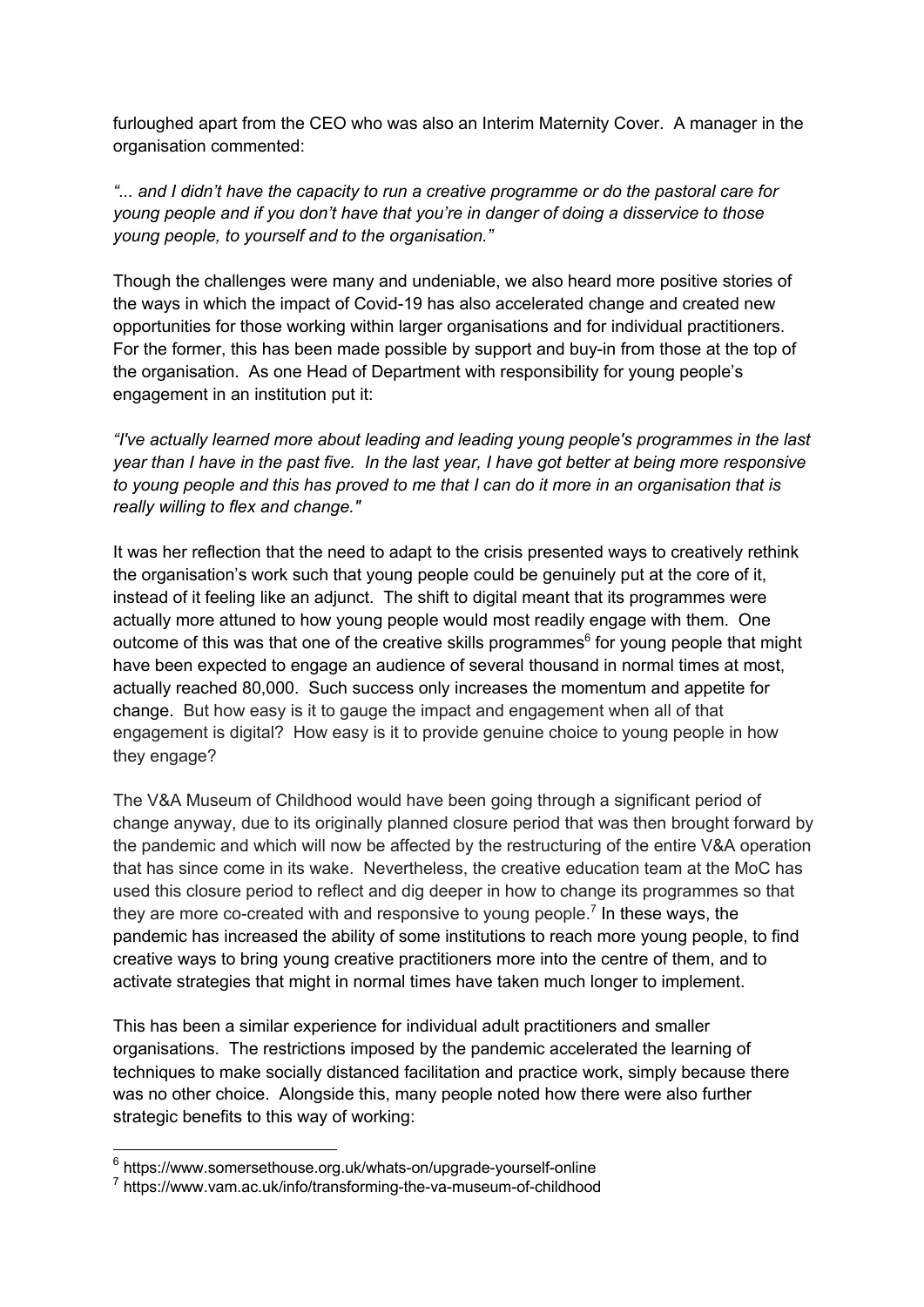furloughed apart from the CEO who was also an Interim Maternity Cover. A manager in the organisation commented:

*"... and I didn't have the capacity to run a creative programme or do the pastoral care for young people and if you don't have that you're in danger of doing a disservice to those young people, to yourself and to the organisation."*

Though the challenges were many and undeniable, we also heard more positive stories of the ways in which the impact of Covid-19 has also accelerated change and created new opportunities for those working within larger organisations and for individual practitioners. For the former, this has been made possible by support and buy-in from those at the top of the organisation. As one Head of Department with responsibility for young people's engagement in an institution put it:

*"I've actually learned more about leading and leading young people's programmes in the last year than I have in the past five. In the last year, I have got better at being more responsive to young people and this has proved to me that I can do it more in an organisation that is really willing to flex and change."*

It was her reflection that the need to adapt to the crisis presented ways to creatively rethink the organisation's work such that young people could be genuinely put at the core of it, instead of it feeling like an adjunct. The shift to digital meant that its programmes were actually more attuned to how young people would most readily engage with them. One outcome of this was that one of the creative skills programmes[6] for young people that might have been expected to engage an audience of several thousand in normal times at most, actually reached 80,000. Such success only increases the momentum and appetite for change. But how easy is it to gauge the impact and engagement when all of that engagement is digital? How easy is it to provide genuine choice to young people in how they engage?

The V&A Museum of Childhood would have been going through a significant period of change anyway, due to its originally planned closure period that was then brought forward by the pandemic and which will now be affected by the restructuring of the entire V&A operation that has since come in its wake. Nevertheless, the creative education team at the MoC has used this closure period to reflect and dig deeper in how to change its programmes so that they are more co-created with and responsive to young people.[7] In these ways, the pandemic has increased the ability of some institutions to reach more young people, to find creative ways to bring young creative practitioners more into the centre of them, and to activate strategies that might in normal times have taken much longer to implement.

This has been a similar experience for individual adult practitioners and smaller organisations. The restrictions imposed by the pandemic accelerated the learning of techniques to make socially distanced facilitation and practice work, simply because there was no other choice. Alongside this, many people noted how there were also further strategic benefits to this way of working:

---

[6] https://www.somersethouse.org.uk/whats-on/upgrade-yourself-online

[7] https://www.vam.ac.uk/info/transforming-the-va-museum-of-childhood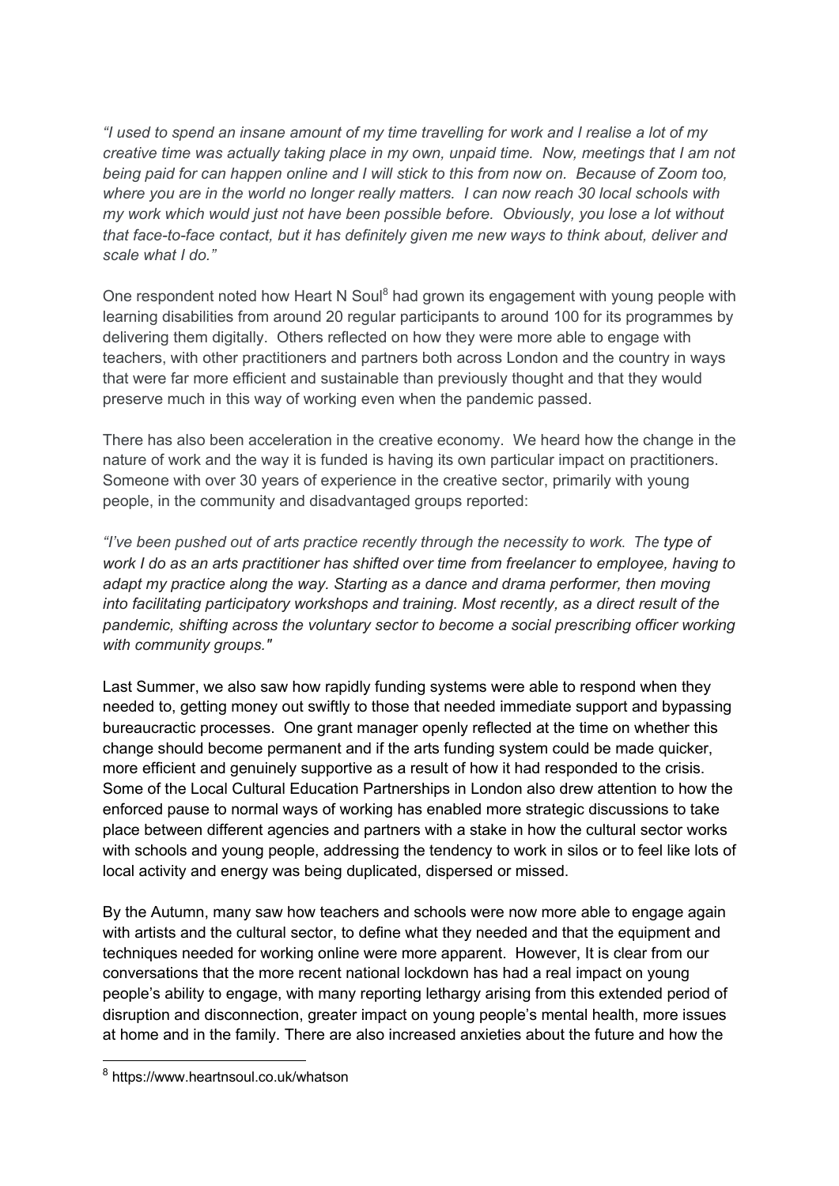*"I used to spend an insane amount of my time travelling for work and I realise a lot of my creative time was actually taking place in my own, unpaid time. Now, meetings that I am not being paid for can happen online and I will stick to this from now on. Because of Zoom too, where you are in the world no longer really matters. I can now reach 30 local schools with my work which would just not have been possible before. Obviously, you lose a lot without that face-to-face contact, but it has definitely given me new ways to think about, deliver and scale what I do."*

One respondent noted how Heart N Soul[8] had grown its engagement with young people with learning disabilities from around 20 regular participants to around 100 for its programmes by delivering them digitally. Others reflected on how they were more able to engage with teachers, with other practitioners and partners both across London and the country in ways that were far more efficient and sustainable than previously thought and that they would preserve much in this way of working even when the pandemic passed.

There has also been acceleration in the creative economy. We heard how the change in the nature of work and the way it is funded is having its own particular impact on practitioners. Someone with over 30 years of experience in the creative sector, primarily with young people, in the community and disadvantaged groups reported:

*"I've been pushed out of arts practice recently through the necessity to work. The type of work I do as an arts practitioner has shifted over time from freelancer to employee, having to adapt my practice along the way. Starting as a dance and drama performer, then moving into facilitating participatory workshops and training. Most recently, as a direct result of the pandemic, shifting across the voluntary sector to become a social prescribing officer working with community groups."*

Last Summer, we also saw how rapidly funding systems were able to respond when they needed to, getting money out swiftly to those that needed immediate support and bypassing bureaucractic processes. One grant manager openly reflected at the time on whether this change should become permanent and if the arts funding system could be made quicker, more efficient and genuinely supportive as a result of how it had responded to the crisis. Some of the Local Cultural Education Partnerships in London also drew attention to how the enforced pause to normal ways of working has enabled more strategic discussions to take place between different agencies and partners with a stake in how the cultural sector works with schools and young people, addressing the tendency to work in silos or to feel like lots of local activity and energy was being duplicated, dispersed or missed.

By the Autumn, many saw how teachers and schools were now more able to engage again with artists and the cultural sector, to define what they needed and that the equipment and techniques needed for working online were more apparent. However, It is clear from our conversations that the more recent national lockdown has had a real impact on young people's ability to engage, with many reporting lethargy arising from this extended period of disruption and disconnection, greater impact on young people's mental health, more issues at home and in the family. There are also increased anxieties about the future and how the

[8] https://www.heartnsoul.co.uk/whatson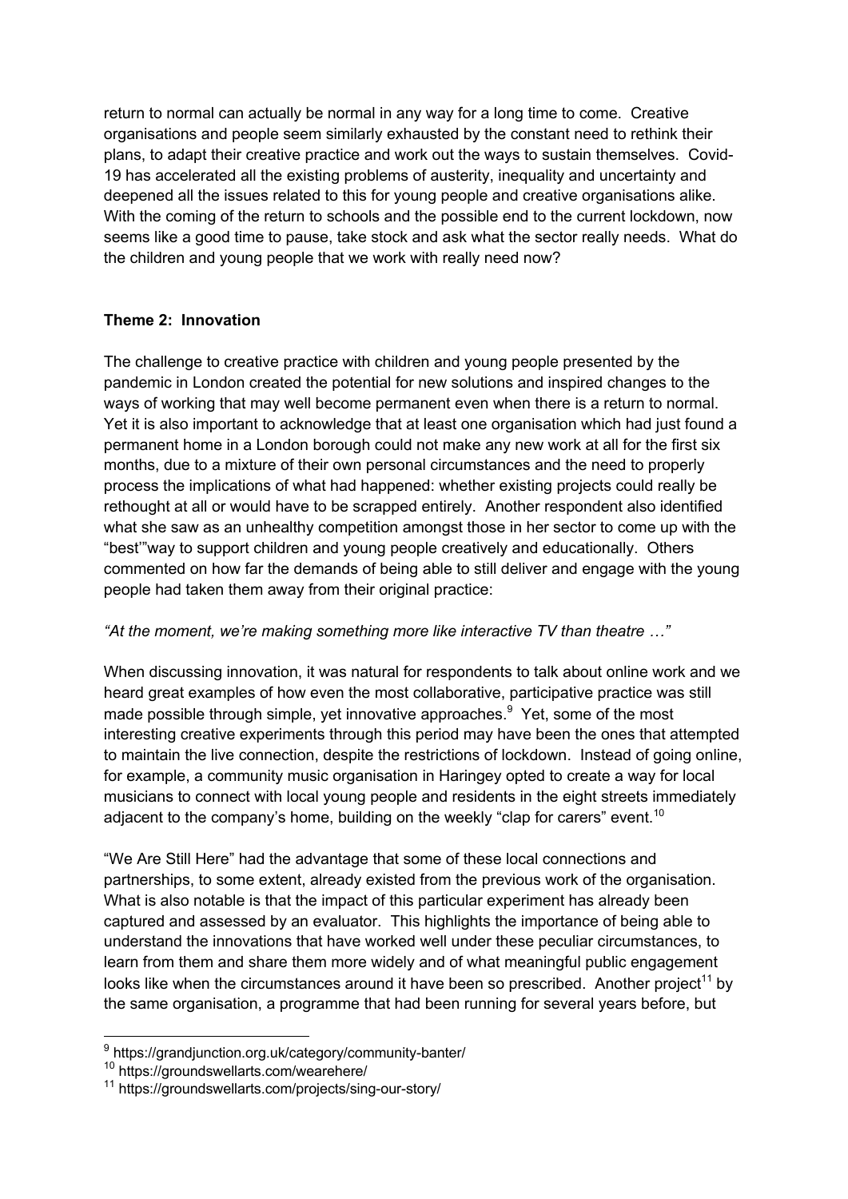return to normal can actually be normal in any way for a long time to come. Creative organisations and people seem similarly exhausted by the constant need to rethink their plans, to adapt their creative practice and work out the ways to sustain themselves. Covid-19 has accelerated all the existing problems of austerity, inequality and uncertainty and deepened all the issues related to this for young people and creative organisations alike. With the coming of the return to schools and the possible end to the current lockdown, now seems like a good time to pause, take stock and ask what the sector really needs. What do the children and young people that we work with really need now?

**Theme 2: Innovation**

The challenge to creative practice with children and young people presented by the pandemic in London created the potential for new solutions and inspired changes to the ways of working that may well become permanent even when there is a return to normal. Yet it is also important to acknowledge that at least one organisation which had just found a permanent home in a London borough could not make any new work at all for the first six months, due to a mixture of their own personal circumstances and the need to properly process the implications of what had happened: whether existing projects could really be rethought at all or would have to be scrapped entirely. Another respondent also identified what she saw as an unhealthy competition amongst those in her sector to come up with the "best'"way to support children and young people creatively and educationally. Others commented on how far the demands of being able to still deliver and engage with the young people had taken them away from their original practice:

*"At the moment, we're making something more like interactive TV than theatre …"*

When discussing innovation, it was natural for respondents to talk about online work and we heard great examples of how even the most collaborative, participative practice was still made possible through simple, yet innovative approaches.[9] Yet, some of the most interesting creative experiments through this period may have been the ones that attempted to maintain the live connection, despite the restrictions of lockdown. Instead of going online, for example, a community music organisation in Haringey opted to create a way for local musicians to connect with local young people and residents in the eight streets immediately adjacent to the company's home, building on the weekly "clap for carers" event.[10]

"We Are Still Here" had the advantage that some of these local connections and partnerships, to some extent, already existed from the previous work of the organisation. What is also notable is that the impact of this particular experiment has already been captured and assessed by an evaluator. This highlights the importance of being able to understand the innovations that have worked well under these peculiar circumstances, to learn from them and share them more widely and of what meaningful public engagement looks like when the circumstances around it have been so prescribed. Another project[11] by the same organisation, a programme that had been running for several years before, but

---

[9] https://grandjunction.org.uk/category/community-banter/

[10] https://groundswellarts.com/wearehere/

[11] https://groundswellarts.com/projects/sing-our-story/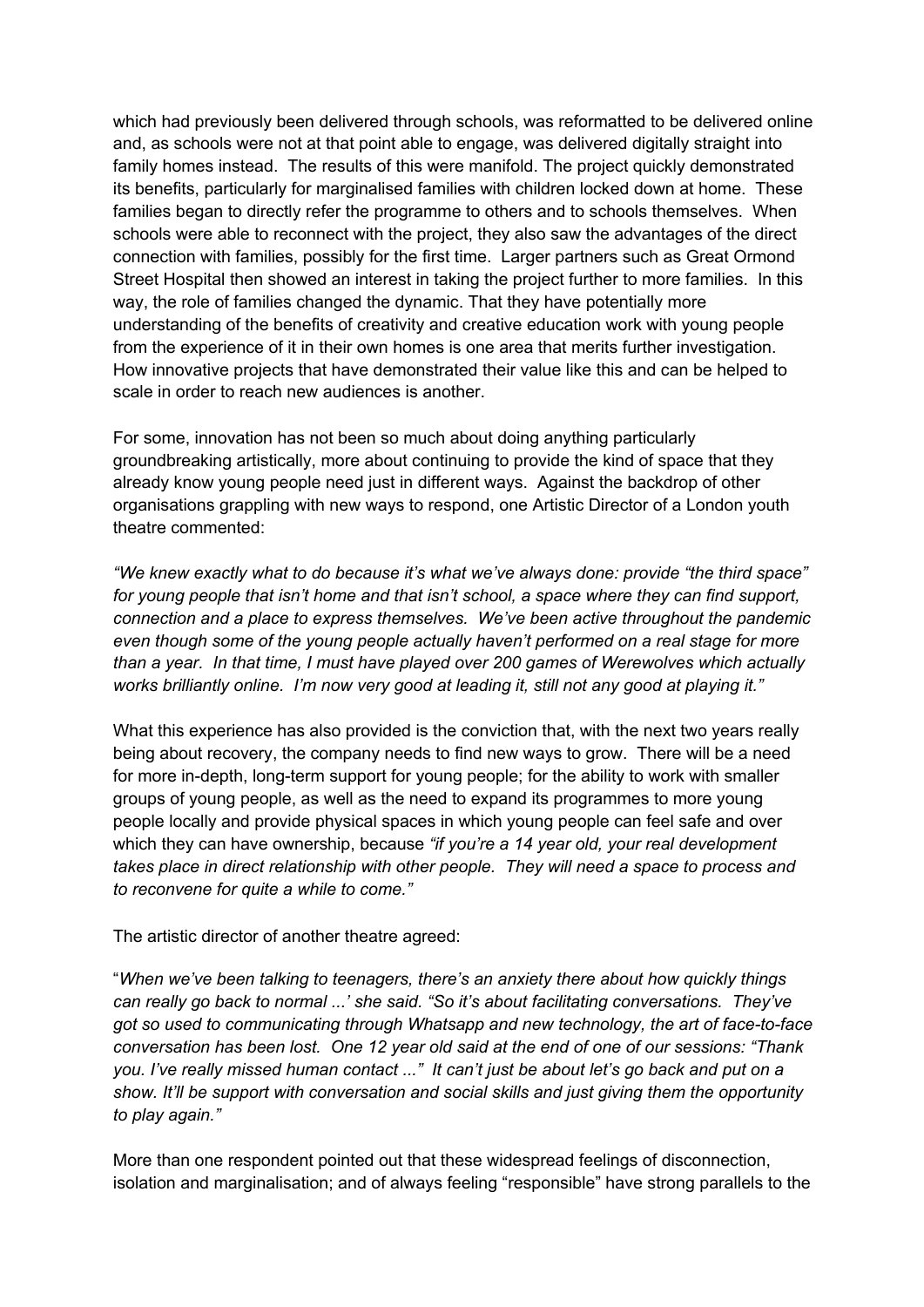which had previously been delivered through schools, was reformatted to be delivered online and, as schools were not at that point able to engage, was delivered digitally straight into family homes instead. The results of this were manifold. The project quickly demonstrated its benefits, particularly for marginalised families with children locked down at home. These families began to directly refer the programme to others and to schools themselves. When schools were able to reconnect with the project, they also saw the advantages of the direct connection with families, possibly for the first time. Larger partners such as Great Ormond Street Hospital then showed an interest in taking the project further to more families. In this way, the role of families changed the dynamic. That they have potentially more understanding of the benefits of creativity and creative education work with young people from the experience of it in their own homes is one area that merits further investigation. How innovative projects that have demonstrated their value like this and can be helped to scale in order to reach new audiences is another.

For some, innovation has not been so much about doing anything particularly groundbreaking artistically, more about continuing to provide the kind of space that they already know young people need just in different ways. Against the backdrop of other organisations grappling with new ways to respond, one Artistic Director of a London youth theatre commented:

*"We knew exactly what to do because it's what we've always done: provide "the third space" for young people that isn't home and that isn't school, a space where they can find support, connection and a place to express themselves. We've been active throughout the pandemic even though some of the young people actually haven't performed on a real stage for more than a year. In that time, I must have played over 200 games of Werewolves which actually works brilliantly online. I'm now very good at leading it, still not any good at playing it."*

What this experience has also provided is the conviction that, with the next two years really being about recovery, the company needs to find new ways to grow. There will be a need for more in-depth, long-term support for young people; for the ability to work with smaller groups of young people, as well as the need to expand its programmes to more young people locally and provide physical spaces in which young people can feel safe and over which they can have ownership, because *"if you're a 14 year old, your real development takes place in direct relationship with other people. They will need a space to process and to reconvene for quite a while to come."*

The artistic director of another theatre agreed:

"*When we've been talking to teenagers, there's an anxiety there about how quickly things can really go back to normal ...' she said. "So it's about facilitating conversations. They've got so used to communicating through Whatsapp and new technology, the art of face-to-face conversation has been lost. One 12 year old said at the end of one of our sessions: "Thank you. I've really missed human contact ..." It can't just be about let's go back and put on a show. It'll be support with conversation and social skills and just giving them the opportunity to play again."*

More than one respondent pointed out that these widespread feelings of disconnection, isolation and marginalisation; and of always feeling "responsible" have strong parallels to the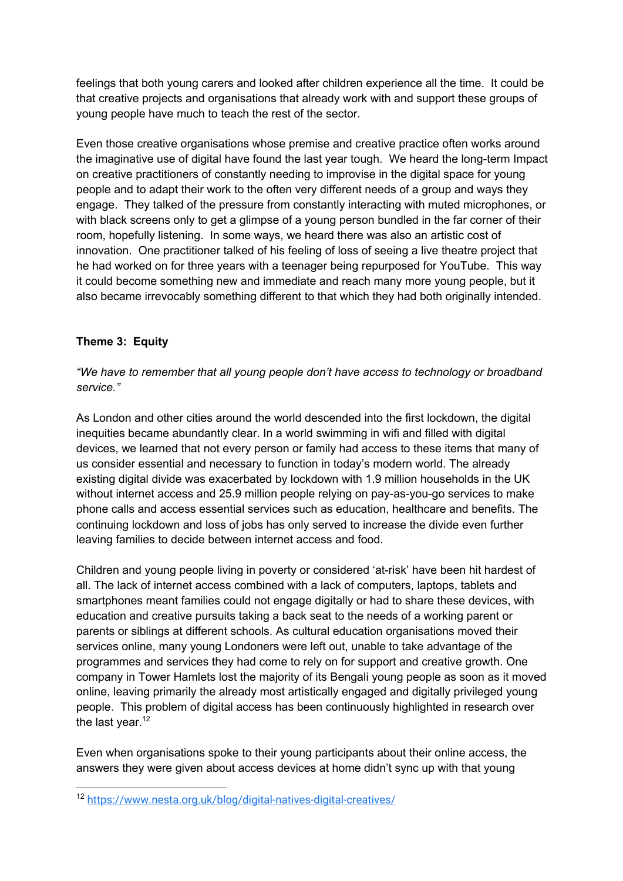feelings that both young carers and looked after children experience all the time. It could be that creative projects and organisations that already work with and support these groups of young people have much to teach the rest of the sector.

Even those creative organisations whose premise and creative practice often works around the imaginative use of digital have found the last year tough. We heard the long-term Impact on creative practitioners of constantly needing to improvise in the digital space for young people and to adapt their work to the often very different needs of a group and ways they engage. They talked of the pressure from constantly interacting with muted microphones, or with black screens only to get a glimpse of a young person bundled in the far corner of their room, hopefully listening. In some ways, we heard there was also an artistic cost of innovation. One practitioner talked of his feeling of loss of seeing a live theatre project that he had worked on for three years with a teenager being repurposed for YouTube. This way it could become something new and immediate and reach many more young people, but it also became irrevocably something different to that which they had both originally intended.

### Theme 3: Equity

*"We have to remember that all young people don't have access to technology or broadband service."*

As London and other cities around the world descended into the first lockdown, the digital inequities became abundantly clear. In a world swimming in wifi and filled with digital devices, we learned that not every person or family had access to these items that many of us consider essential and necessary to function in today's modern world. The already existing digital divide was exacerbated by lockdown with 1.9 million households in the UK without internet access and 25.9 million people relying on pay-as-you-go services to make phone calls and access essential services such as education, healthcare and benefits. The continuing lockdown and loss of jobs has only served to increase the divide even further leaving families to decide between internet access and food.

Children and young people living in poverty or considered 'at-risk' have been hit hardest of all. The lack of internet access combined with a lack of computers, laptops, tablets and smartphones meant families could not engage digitally or had to share these devices, with education and creative pursuits taking a back seat to the needs of a working parent or parents or siblings at different schools. As cultural education organisations moved their services online, many young Londoners were left out, unable to take advantage of the programmes and services they had come to rely on for support and creative growth. One company in Tower Hamlets lost the majority of its Bengali young people as soon as it moved online, leaving primarily the already most artistically engaged and digitally privileged young people. This problem of digital access has been continuously highlighted in research over the last year.[12]

Even when organisations spoke to their young participants about their online access, the answers they were given about access devices at home didn't sync up with that young

[12] https://www.nesta.org.uk/blog/digital-natives-digital-creatives/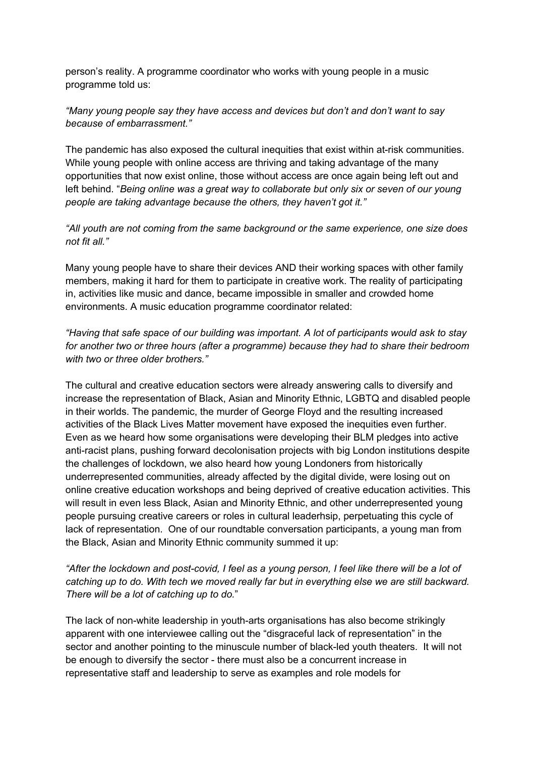person's reality. A programme coordinator who works with young people in a music programme told us:

*"Many young people say they have access and devices but don't and don't want to say because of embarrassment."*

The pandemic has also exposed the cultural inequities that exist within at-risk communities. While young people with online access are thriving and taking advantage of the many opportunities that now exist online, those without access are once again being left out and left behind. "*Being online was a great way to collaborate but only six or seven of our young people are taking advantage because the others, they haven't got it."*

*"All youth are not coming from the same background or the same experience, one size does not fit all."*

Many young people have to share their devices AND their working spaces with other family members, making it hard for them to participate in creative work. The reality of participating in, activities like music and dance, became impossible in smaller and crowded home environments. A music education programme coordinator related:

*"Having that safe space of our building was important. A lot of participants would ask to stay for another two or three hours (after a programme) because they had to share their bedroom with two or three older brothers."*

The cultural and creative education sectors were already answering calls to diversify and increase the representation of Black, Asian and Minority Ethnic, LGBTQ and disabled people in their worlds. The pandemic, the murder of George Floyd and the resulting increased activities of the Black Lives Matter movement have exposed the inequities even further. Even as we heard how some organisations were developing their BLM pledges into active anti-racist plans, pushing forward decolonisation projects with big London institutions despite the challenges of lockdown, we also heard how young Londoners from historically underrepresented communities, already affected by the digital divide, were losing out on online creative education workshops and being deprived of creative education activities. This will result in even less Black, Asian and Minority Ethnic, and other underrepresented young people pursuing creative careers or roles in cultural leaderhsip, perpetuating this cycle of lack of representation. One of our roundtable conversation participants, a young man from the Black, Asian and Minority Ethnic community summed it up:

*"After the lockdown and post-covid, I feel as a young person, I feel like there will be a lot of catching up to do. With tech we moved really far but in everything else we are still backward. There will be a lot of catching up to do.*"

The lack of non-white leadership in youth-arts organisations has also become strikingly apparent with one interviewee calling out the "disgraceful lack of representation" in the sector and another pointing to the minuscule number of black-led youth theaters. It will not be enough to diversify the sector - there must also be a concurrent increase in representative staff and leadership to serve as examples and role models for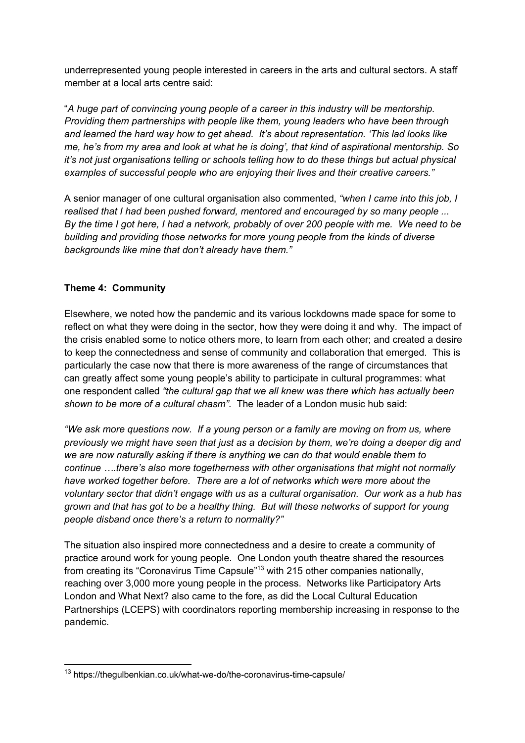underrepresented young people interested in careers in the arts and cultural sectors. A staff member at a local arts centre said:

"*A huge part of convincing young people of a career in this industry will be mentorship. Providing them partnerships with people like them, young leaders who have been through and learned the hard way how to get ahead. It's about representation. 'This lad looks like me, he's from my area and look at what he is doing', that kind of aspirational mentorship. So it's not just organisations telling or schools telling how to do these things but actual physical examples of successful people who are enjoying their lives and their creative careers."*

A senior manager of one cultural organisation also commented, *"when I came into this job, I realised that I had been pushed forward, mentored and encouraged by so many people ... By the time I got here, I had a network, probably of over 200 people with me. We need to be building and providing those networks for more young people from the kinds of diverse backgrounds like mine that don't already have them."*

**Theme 4: Community**

Elsewhere, we noted how the pandemic and its various lockdowns made space for some to reflect on what they were doing in the sector, how they were doing it and why. The impact of the crisis enabled some to notice others more, to learn from each other; and created a desire to keep the connectedness and sense of community and collaboration that emerged. This is particularly the case now that there is more awareness of the range of circumstances that can greatly affect some young people's ability to participate in cultural programmes: what one respondent called *"the cultural gap that we all knew was there which has actually been shown to be more of a cultural chasm"*. The leader of a London music hub said:

*"We ask more questions now. If a young person or a family are moving on from us, where previously we might have seen that just as a decision by them, we're doing a deeper dig and we are now naturally asking if there is anything we can do that would enable them to continue ….there's also more togetherness with other organisations that might not normally have worked together before. There are a lot of networks which were more about the voluntary sector that didn't engage with us as a cultural organisation. Our work as a hub has grown and that has got to be a healthy thing. But will these networks of support for young people disband once there's a return to normality?"*

The situation also inspired more connectedness and a desire to create a community of practice around work for young people. One London youth theatre shared the resources from creating its "Coronavirus Time Capsule"[13] with 215 other companies nationally, reaching over 3,000 more young people in the process. Networks like Participatory Arts London and What Next? also came to the fore, as did the Local Cultural Education Partnerships (LCEPS) with coordinators reporting membership increasing in response to the pandemic.

---

[13] https://thegulbenkian.co.uk/what-we-do/the-coronavirus-time-capsule/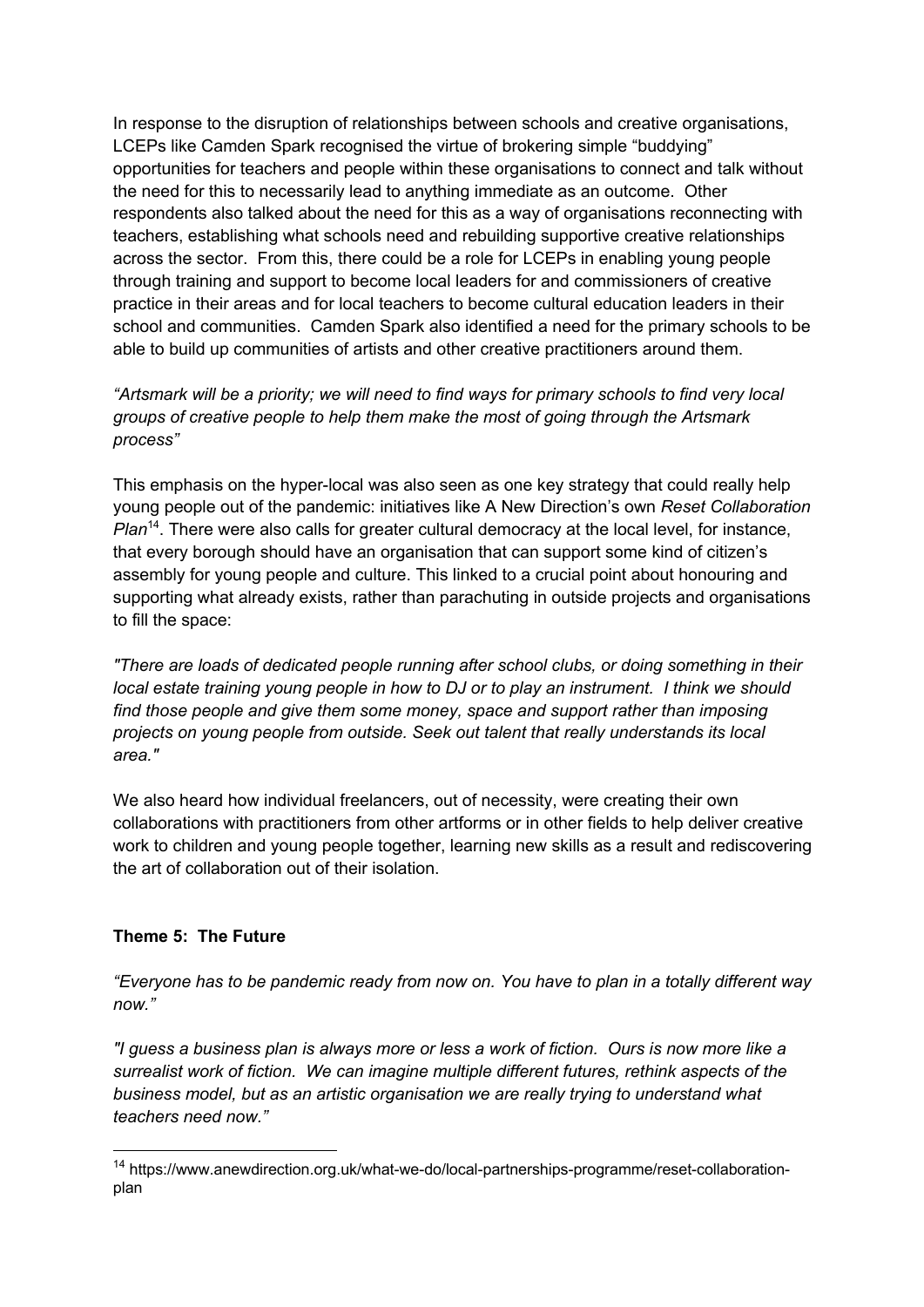In response to the disruption of relationships between schools and creative organisations, LCEPs like Camden Spark recognised the virtue of brokering simple "buddying" opportunities for teachers and people within these organisations to connect and talk without the need for this to necessarily lead to anything immediate as an outcome. Other respondents also talked about the need for this as a way of organisations reconnecting with teachers, establishing what schools need and rebuilding supportive creative relationships across the sector. From this, there could be a role for LCEPs in enabling young people through training and support to become local leaders for and commissioners of creative practice in their areas and for local teachers to become cultural education leaders in their school and communities. Camden Spark also identified a need for the primary schools to be able to build up communities of artists and other creative practitioners around them.

*"Artsmark will be a priority; we will need to find ways for primary schools to find very local groups of creative people to help them make the most of going through the Artsmark process"*

This emphasis on the hyper-local was also seen as one key strategy that could really help young people out of the pandemic: initiatives like A New Direction's own *Reset Collaboration Plan*[14]. There were also calls for greater cultural democracy at the local level, for instance, that every borough should have an organisation that can support some kind of citizen's assembly for young people and culture. This linked to a crucial point about honouring and supporting what already exists, rather than parachuting in outside projects and organisations to fill the space:

*"There are loads of dedicated people running after school clubs, or doing something in their local estate training young people in how to DJ or to play an instrument. I think we should find those people and give them some money, space and support rather than imposing projects on young people from outside. Seek out talent that really understands its local area."*

We also heard how individual freelancers, out of necessity, were creating their own collaborations with practitioners from other artforms or in other fields to help deliver creative work to children and young people together, learning new skills as a result and rediscovering the art of collaboration out of their isolation.

### Theme 5: The Future

*"Everyone has to be pandemic ready from now on. You have to plan in a totally different way now."*

*"I guess a business plan is always more or less a work of fiction. Ours is now more like a surrealist work of fiction. We can imagine multiple different futures, rethink aspects of the business model, but as an artistic organisation we are really trying to understand what teachers need now."*

---

[14] https://www.anewdirection.org.uk/what-we-do/local-partnerships-programme/reset-collaboration-plan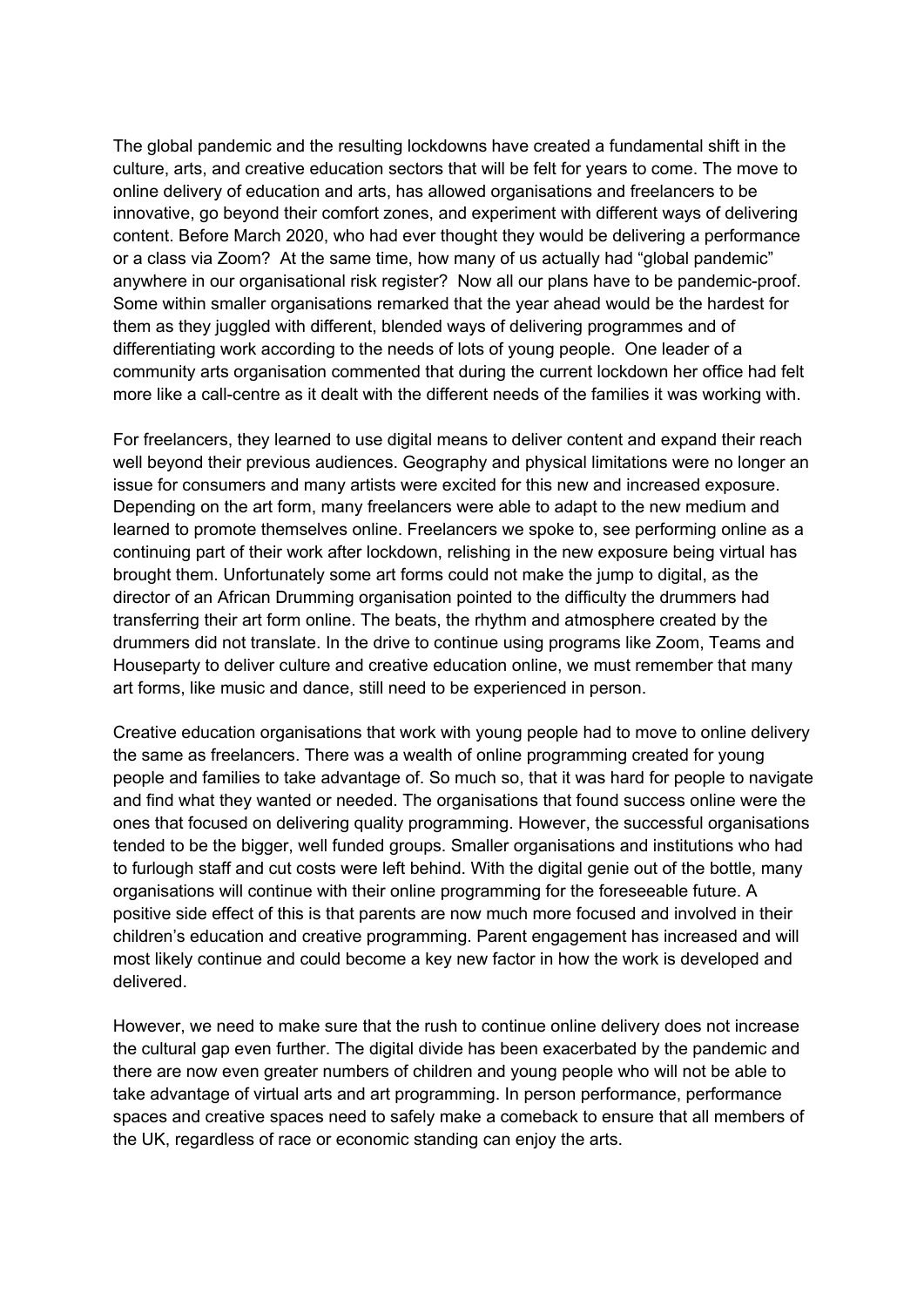The global pandemic and the resulting lockdowns have created a fundamental shift in the culture, arts, and creative education sectors that will be felt for years to come. The move to online delivery of education and arts, has allowed organisations and freelancers to be innovative, go beyond their comfort zones, and experiment with different ways of delivering content. Before March 2020, who had ever thought they would be delivering a performance or a class via Zoom? At the same time, how many of us actually had "global pandemic" anywhere in our organisational risk register? Now all our plans have to be pandemic-proof. Some within smaller organisations remarked that the year ahead would be the hardest for them as they juggled with different, blended ways of delivering programmes and of differentiating work according to the needs of lots of young people. One leader of a community arts organisation commented that during the current lockdown her office had felt more like a call-centre as it dealt with the different needs of the families it was working with.

For freelancers, they learned to use digital means to deliver content and expand their reach well beyond their previous audiences. Geography and physical limitations were no longer an issue for consumers and many artists were excited for this new and increased exposure. Depending on the art form, many freelancers were able to adapt to the new medium and learned to promote themselves online. Freelancers we spoke to, see performing online as a continuing part of their work after lockdown, relishing in the new exposure being virtual has brought them. Unfortunately some art forms could not make the jump to digital, as the director of an African Drumming organisation pointed to the difficulty the drummers had transferring their art form online. The beats, the rhythm and atmosphere created by the drummers did not translate. In the drive to continue using programs like Zoom, Teams and Houseparty to deliver culture and creative education online, we must remember that many art forms, like music and dance, still need to be experienced in person.

Creative education organisations that work with young people had to move to online delivery the same as freelancers. There was a wealth of online programming created for young people and families to take advantage of. So much so, that it was hard for people to navigate and find what they wanted or needed. The organisations that found success online were the ones that focused on delivering quality programming. However, the successful organisations tended to be the bigger, well funded groups. Smaller organisations and institutions who had to furlough staff and cut costs were left behind. With the digital genie out of the bottle, many organisations will continue with their online programming for the foreseeable future. A positive side effect of this is that parents are now much more focused and involved in their children's education and creative programming. Parent engagement has increased and will most likely continue and could become a key new factor in how the work is developed and delivered.

However, we need to make sure that the rush to continue online delivery does not increase the cultural gap even further. The digital divide has been exacerbated by the pandemic and there are now even greater numbers of children and young people who will not be able to take advantage of virtual arts and art programming. In person performance, performance spaces and creative spaces need to safely make a comeback to ensure that all members of the UK, regardless of race or economic standing can enjoy the arts.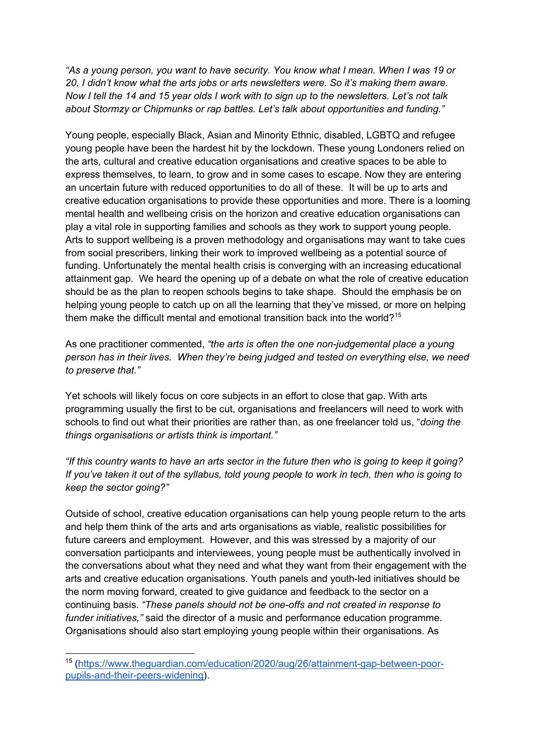*"As a young person, you want to have security. You know what I mean. When I was 19 or 20, I didn't know what the arts jobs or arts newsletters were. So it's making them aware. Now I tell the 14 and 15 year olds I work with to sign up to the newsletters. Let's not talk about Stormzy or Chipmunks or rap battles. Let's talk about opportunities and funding."*

Young people, especially Black, Asian and Minority Ethnic, disabled, LGBTQ and refugee young people have been the hardest hit by the lockdown. These young Londoners relied on the arts, cultural and creative education organisations and creative spaces to be able to express themselves, to learn, to grow and in some cases to escape. Now they are entering an uncertain future with reduced opportunities to do all of these. It will be up to arts and creative education organisations to provide these opportunities and more. There is a looming mental health and wellbeing crisis on the horizon and creative education organisations can play a vital role in supporting families and schools as they work to support young people. Arts to support wellbeing is a proven methodology and organisations may want to take cues from social prescribers, linking their work to improved wellbeing as a potential source of funding. Unfortunately the mental health crisis is converging with an increasing educational attainment gap. We heard the opening up of a debate on what the role of creative education should be as the plan to reopen schools begins to take shape. Should the emphasis be on helping young people to catch up on all the learning that they've missed, or more on helping them make the difficult mental and emotional transition back into the world?[15]

As one practitioner commented, *"the arts is often the one non-judgemental place a young person has in their lives. When they're being judged and tested on everything else, we need to preserve that."*

Yet schools will likely focus on core subjects in an effort to close that gap. With arts programming usually the first to be cut, organisations and freelancers will need to work with schools to find out what their priorities are rather than, as one freelancer told us, "*doing the things organisations or artists think is important."*

*"If this country wants to have an arts sector in the future then who is going to keep it going? If you've taken it out of the syllabus, told young people to work in tech, then who is going to keep the sector going?"*

Outside of school, creative education organisations can help young people return to the arts and help them think of the arts and arts organisations as viable, realistic possibilities for future careers and employment. However, and this was stressed by a majority of our conversation participants and interviewees, young people must be authentically involved in the conversations about what they need and what they want from their engagement with the arts and creative education organisations. Youth panels and youth-led initiatives should be the norm moving forward, created to give guidance and feedback to the sector on a continuing basis. *"These panels should not be one-offs and not created in response to funder initiatives,"* said the director of a music and performance education programme. Organisations should also start employing young people within their organisations. As

---

[15] (https://www.theguardian.com/education/2020/aug/26/attainment-gap-between-poor-pupils-and-their-peers-widening).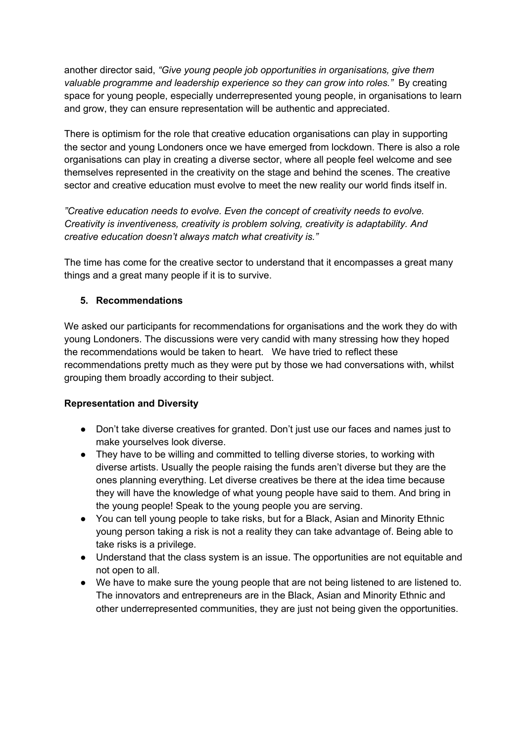another director said, *"Give young people job opportunities in organisations, give them valuable programme and leadership experience so they can grow into roles."* By creating space for young people, especially underrepresented young people, in organisations to learn and grow, they can ensure representation will be authentic and appreciated.

There is optimism for the role that creative education organisations can play in supporting the sector and young Londoners once we have emerged from lockdown. There is also a role organisations can play in creating a diverse sector, where all people feel welcome and see themselves represented in the creativity on the stage and behind the scenes. The creative sector and creative education must evolve to meet the new reality our world finds itself in.

*"Creative education needs to evolve. Even the concept of creativity needs to evolve. Creativity is inventiveness, creativity is problem solving, creativity is adaptability. And creative education doesn't always match what creativity is."*

The time has come for the creative sector to understand that it encompasses a great many things and a great many people if it is to survive.

## 5. Recommendations

We asked our participants for recommendations for organisations and the work they do with young Londoners. The discussions were very candid with many stressing how they hoped the recommendations would be taken to heart. We have tried to reflect these recommendations pretty much as they were put by those we had conversations with, whilst grouping them broadly according to their subject.

**Representation and Diversity**

- Don't take diverse creatives for granted. Don't just use our faces and names just to make yourselves look diverse.
- They have to be willing and committed to telling diverse stories, to working with diverse artists. Usually the people raising the funds aren't diverse but they are the ones planning everything. Let diverse creatives be there at the idea time because they will have the knowledge of what young people have said to them. And bring in the young people! Speak to the young people you are serving.
- You can tell young people to take risks, but for a Black, Asian and Minority Ethnic young person taking a risk is not a reality they can take advantage of. Being able to take risks is a privilege.
- Understand that the class system is an issue. The opportunities are not equitable and not open to all.
- We have to make sure the young people that are not being listened to are listened to. The innovators and entrepreneurs are in the Black, Asian and Minority Ethnic and other underrepresented communities, they are just not being given the opportunities.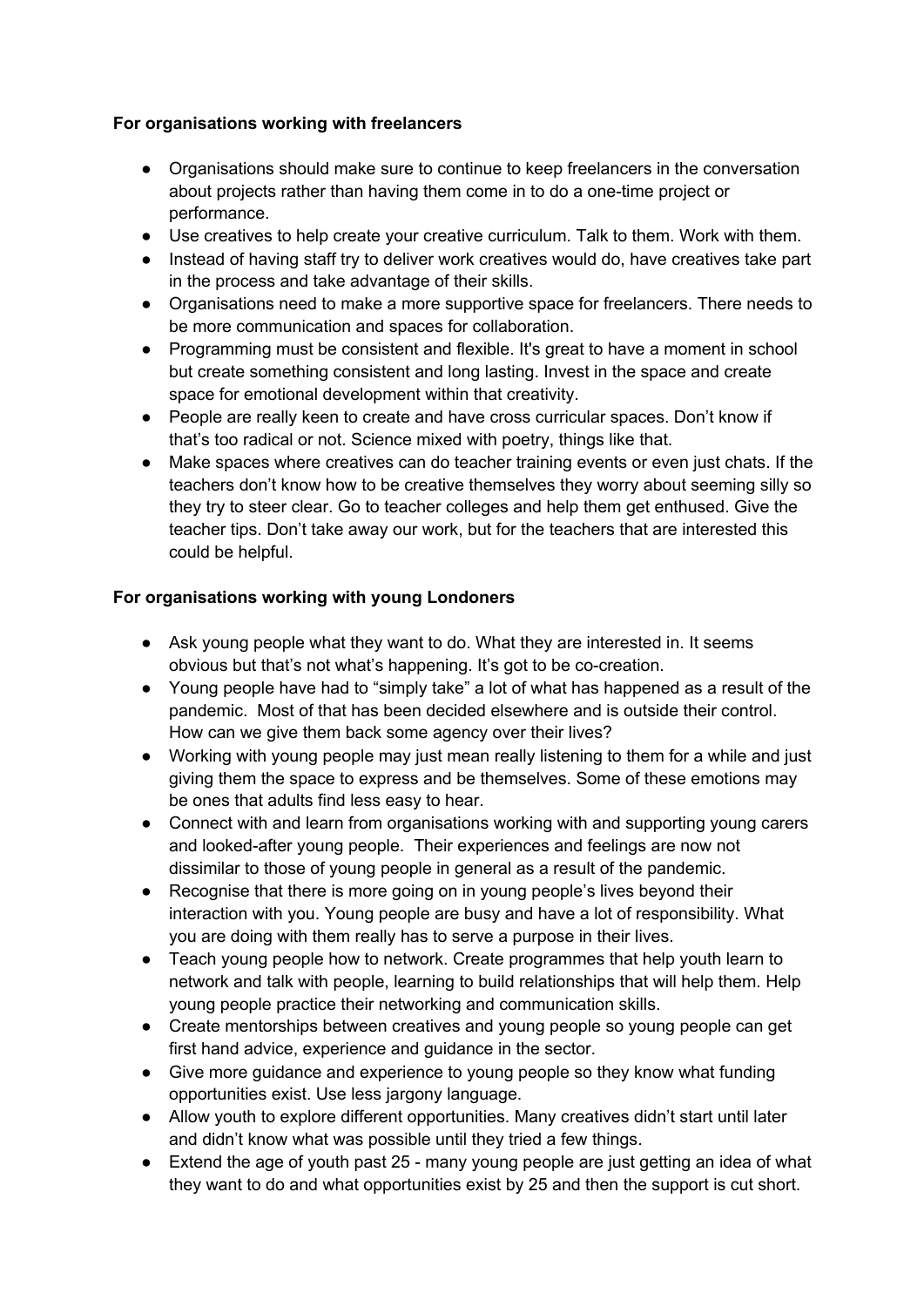**For organisations working with freelancers**

- Organisations should make sure to continue to keep freelancers in the conversation about projects rather than having them come in to do a one-time project or performance.
- Use creatives to help create your creative curriculum. Talk to them. Work with them.
- Instead of having staff try to deliver work creatives would do, have creatives take part in the process and take advantage of their skills.
- Organisations need to make a more supportive space for freelancers. There needs to be more communication and spaces for collaboration.
- Programming must be consistent and flexible. It's great to have a moment in school but create something consistent and long lasting. Invest in the space and create space for emotional development within that creativity.
- People are really keen to create and have cross curricular spaces. Don't know if that's too radical or not. Science mixed with poetry, things like that.
- Make spaces where creatives can do teacher training events or even just chats. If the teachers don't know how to be creative themselves they worry about seeming silly so they try to steer clear. Go to teacher colleges and help them get enthused. Give the teacher tips. Don't take away our work, but for the teachers that are interested this could be helpful.

**For organisations working with young Londoners**

- Ask young people what they want to do. What they are interested in. It seems obvious but that's not what's happening. It's got to be co-creation.
- Young people have had to "simply take" a lot of what has happened as a result of the pandemic. Most of that has been decided elsewhere and is outside their control. How can we give them back some agency over their lives?
- Working with young people may just mean really listening to them for a while and just giving them the space to express and be themselves. Some of these emotions may be ones that adults find less easy to hear.
- Connect with and learn from organisations working with and supporting young carers and looked-after young people. Their experiences and feelings are now not dissimilar to those of young people in general as a result of the pandemic.
- Recognise that there is more going on in young people's lives beyond their interaction with you. Young people are busy and have a lot of responsibility. What you are doing with them really has to serve a purpose in their lives.
- Teach young people how to network. Create programmes that help youth learn to network and talk with people, learning to build relationships that will help them. Help young people practice their networking and communication skills.
- Create mentorships between creatives and young people so young people can get first hand advice, experience and guidance in the sector.
- Give more guidance and experience to young people so they know what funding opportunities exist. Use less jargony language.
- Allow youth to explore different opportunities. Many creatives didn't start until later and didn't know what was possible until they tried a few things.
- Extend the age of youth past 25 - many young people are just getting an idea of what they want to do and what opportunities exist by 25 and then the support is cut short.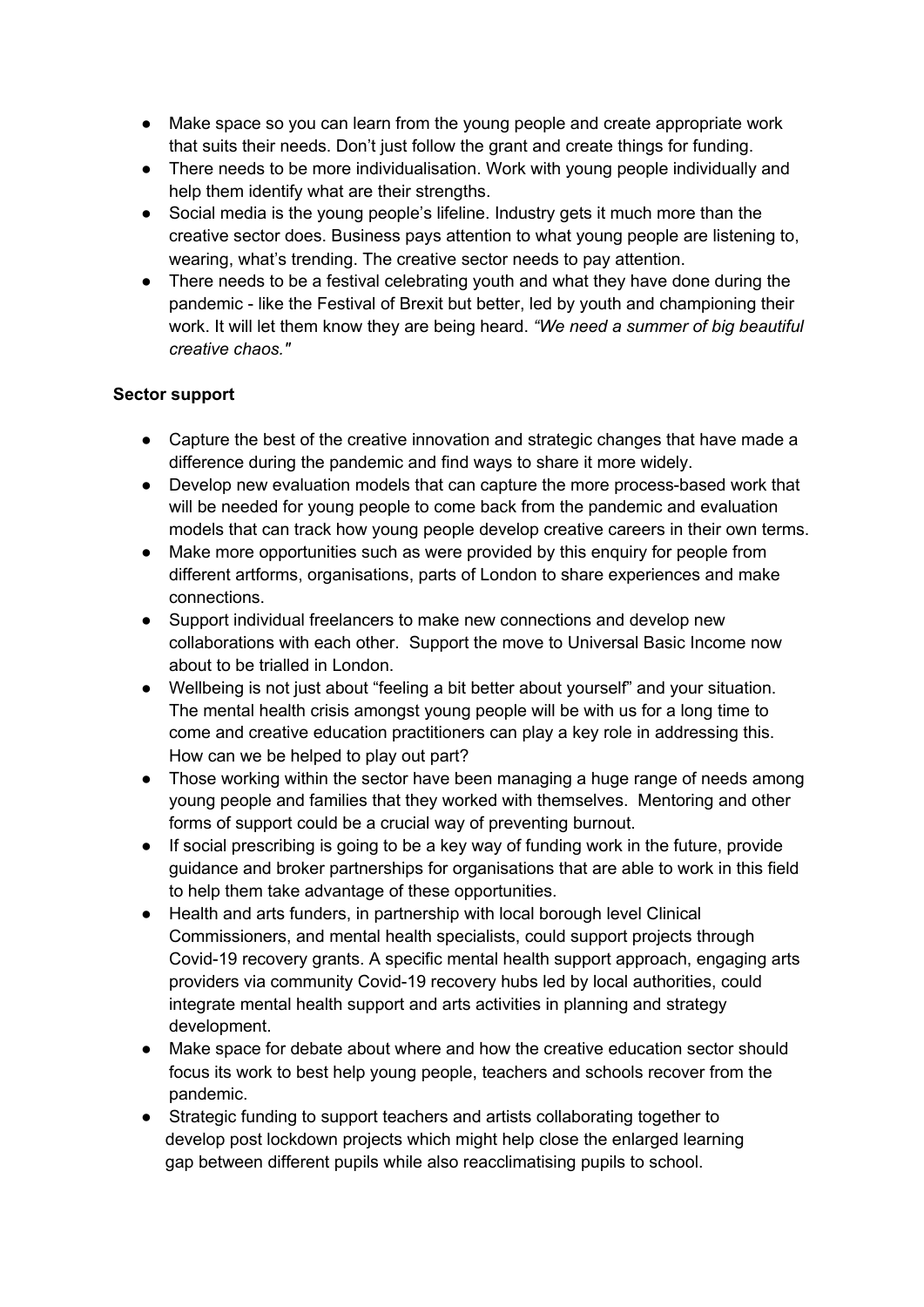- Make space so you can learn from the young people and create appropriate work that suits their needs. Don't just follow the grant and create things for funding.
- There needs to be more individualisation. Work with young people individually and help them identify what are their strengths.
- Social media is the young people's lifeline. Industry gets it much more than the creative sector does. Business pays attention to what young people are listening to, wearing, what's trending. The creative sector needs to pay attention.
- There needs to be a festival celebrating youth and what they have done during the pandemic - like the Festival of Brexit but better, led by youth and championing their work. It will let them know they are being heard. *"We need a summer of big beautiful creative chaos."*

**Sector support**

- Capture the best of the creative innovation and strategic changes that have made a difference during the pandemic and find ways to share it more widely.
- Develop new evaluation models that can capture the more process-based work that will be needed for young people to come back from the pandemic and evaluation models that can track how young people develop creative careers in their own terms.
- Make more opportunities such as were provided by this enquiry for people from different artforms, organisations, parts of London to share experiences and make connections.
- Support individual freelancers to make new connections and develop new collaborations with each other. Support the move to Universal Basic Income now about to be trialled in London.
- Wellbeing is not just about "feeling a bit better about yourself" and your situation. The mental health crisis amongst young people will be with us for a long time to come and creative education practitioners can play a key role in addressing this. How can we be helped to play out part?
- Those working within the sector have been managing a huge range of needs among young people and families that they worked with themselves. Mentoring and other forms of support could be a crucial way of preventing burnout.
- If social prescribing is going to be a key way of funding work in the future, provide guidance and broker partnerships for organisations that are able to work in this field to help them take advantage of these opportunities.
- Health and arts funders, in partnership with local borough level Clinical Commissioners, and mental health specialists, could support projects through Covid-19 recovery grants. A specific mental health support approach, engaging arts providers via community Covid-19 recovery hubs led by local authorities, could integrate mental health support and arts activities in planning and strategy development.
- Make space for debate about where and how the creative education sector should focus its work to best help young people, teachers and schools recover from the pandemic.
- Strategic funding to support teachers and artists collaborating together to develop post lockdown projects which might help close the enlarged learning gap between different pupils while also reacclimatising pupils to school.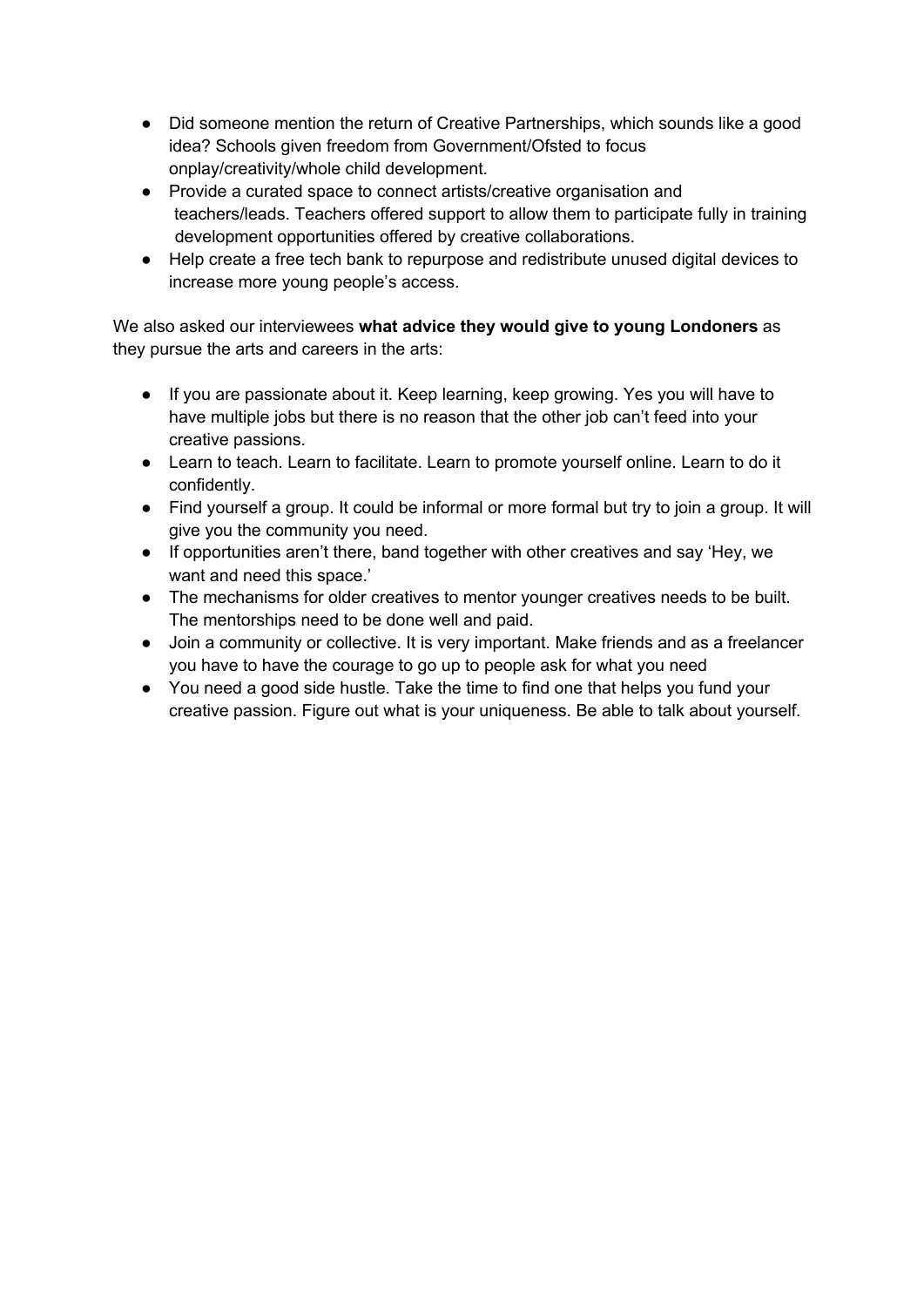- Did someone mention the return of Creative Partnerships, which sounds like a good idea? Schools given freedom from Government/Ofsted to focus onplay/creativity/whole child development.
- Provide a curated space to connect artists/creative organisation and teachers/leads. Teachers offered support to allow them to participate fully in training development opportunities offered by creative collaborations.
- Help create a free tech bank to repurpose and redistribute unused digital devices to increase more young people's access.

We also asked our interviewees **what advice they would give to young Londoners** as they pursue the arts and careers in the arts:

- If you are passionate about it. Keep learning, keep growing. Yes you will have to have multiple jobs but there is no reason that the other job can't feed into your creative passions.
- Learn to teach. Learn to facilitate. Learn to promote yourself online. Learn to do it confidently.
- Find yourself a group. It could be informal or more formal but try to join a group. It will give you the community you need.
- If opportunities aren't there, band together with other creatives and say 'Hey, we want and need this space.'
- The mechanisms for older creatives to mentor younger creatives needs to be built. The mentorships need to be done well and paid.
- Join a community or collective. It is very important. Make friends and as a freelancer you have to have the courage to go up to people ask for what you need
- You need a good side hustle. Take the time to find one that helps you fund your creative passion. Figure out what is your uniqueness. Be able to talk about yourself.